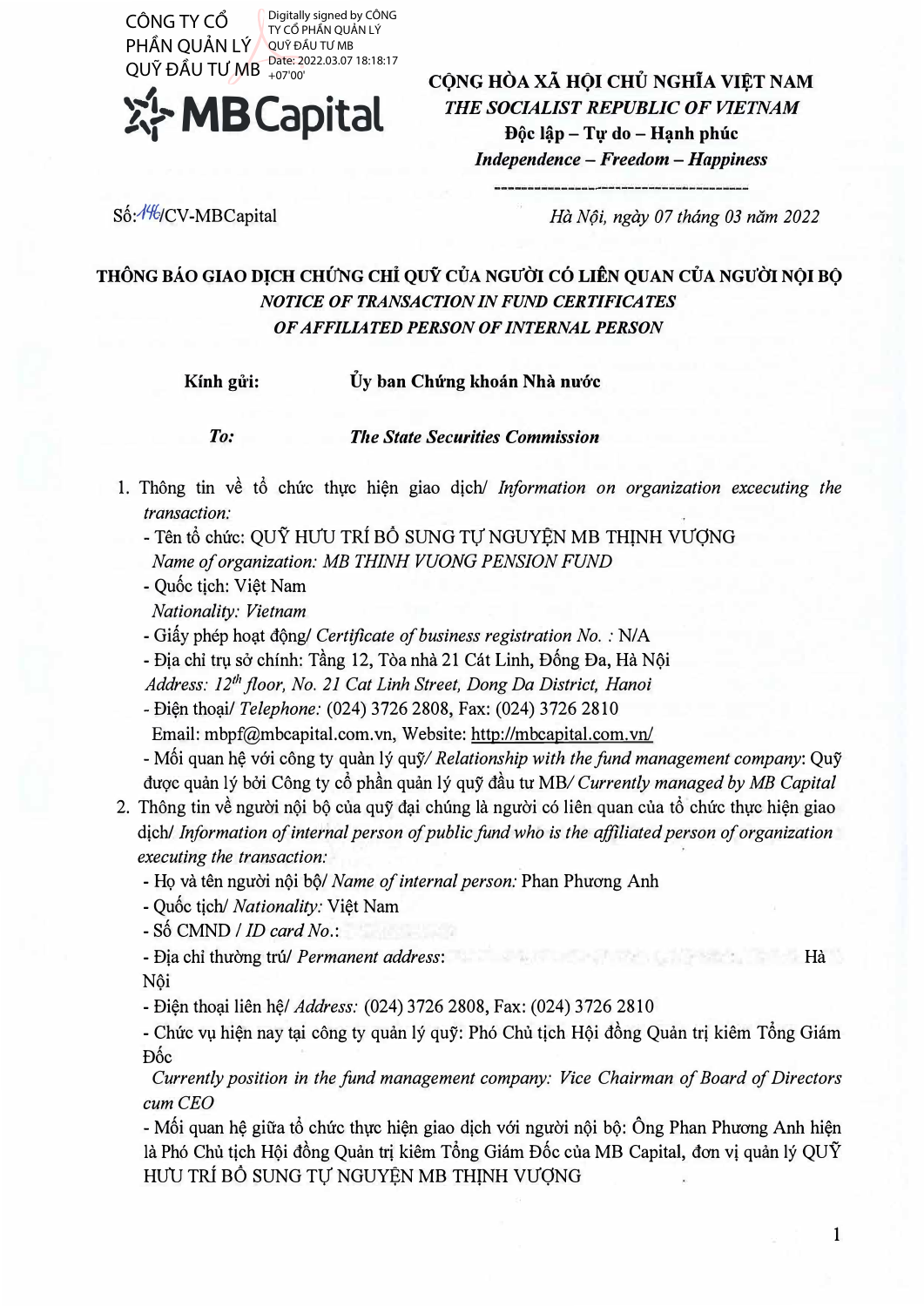CÔNG TY CỔ PHẦN QUẢN LÝ QUỸ ĐẦU TƯ MB

Digitally signed by CÔNG TY CỔ PHẦN QUẢN LÝ QUỸ ĐẦU TƯ MB
Date: 2022.03.07 18:18:17 +07'00'

MB Capital

**CỘNG HÒA XÃ HỘI CHỦ NGHĨA VIỆT NAM**
***THE SOCIALIST REPUBLIC OF VIETNAM***
**Độc lập – Tự do – Hạnh phúc**
***Independence – Freedom – Happiness***

---

Số: 146/CV-MBCapital

*Hà Nội, ngày 07 tháng 03 năm 2022*

**THÔNG BÁO GIAO DỊCH CHỨNG CHỈ QUỸ CỦA NGƯỜI CÓ LIÊN QUAN CỦA NGƯỜI NỘI BỘ**
***NOTICE OF TRANSACTION IN FUND CERTIFICATES OF AFFILIATED PERSON OF INTERNAL PERSON***

**Kính gửi:** **Ủy ban Chứng khoán Nhà nước**

***To:*** ***The State Securities Commission***

1. Thông tin về tổ chức thực hiện giao dịch/ *Information on organization excecuting the transaction:*
   - Tên tổ chức: QUỸ HƯU TRÍ BỔ SUNG TỰ NGUYỆN MB THỊNH VƯỢNG
     *Name of organization: MB THINH VUONG PENSION FUND*
   - Quốc tịch: Việt Nam
     *Nationality: Vietnam*
   - Giấy phép hoạt động/ *Certificate of business registration No. :* N/A
   - Địa chỉ trụ sở chính: Tầng 12, Tòa nhà 21 Cát Linh, Đống Đa, Hà Nội
     *Address: 12th floor, No. 21 Cat Linh Street, Dong Da District, Hanoi*
   - Điện thoại/ *Telephone:* (024) 3726 2808, Fax: (024) 3726 2810
     Email: mbpf@mbcapital.com.vn, Website: http://mbcapital.com.vn/
   - Mối quan hệ với công ty quản lý quỹ/ *Relationship with the fund management company*: Quỹ được quản lý bởi Công ty cổ phần quản lý quỹ đầu tư MB/ *Currently managed by MB Capital*
2. Thông tin về người nội bộ của quỹ đại chúng là người có liên quan của tổ chức thực hiện giao dịch/ *Information of internal person of public fund who is the affiliated person of organization executing the transaction:*
   - Họ và tên người nội bộ/ *Name of internal person:* Phan Phương Anh
   - Quốc tịch/ *Nationality:* Việt Nam
   - Số CMND / *ID card No.*:
   - Địa chỉ thường trú/ *Permanent address*: Hà Nội
   - Điện thoại liên hệ/ *Address:* (024) 3726 2808, Fax: (024) 3726 2810
   - Chức vụ hiện nay tại công ty quản lý quỹ: Phó Chủ tịch Hội đồng Quản trị kiêm Tổng Giám Đốc
     *Currently position in the fund management company: Vice Chairman of Board of Directors cum CEO*
   - Mối quan hệ giữa tổ chức thực hiện giao dịch với người nội bộ: Ông Phan Phương Anh hiện là Phó Chủ tịch Hội đồng Quản trị kiêm Tổng Giám Đốc của MB Capital, đơn vị quản lý QUỸ HƯU TRÍ BỔ SUNG TỰ NGUYỆN MB THỊNH VƯỢNG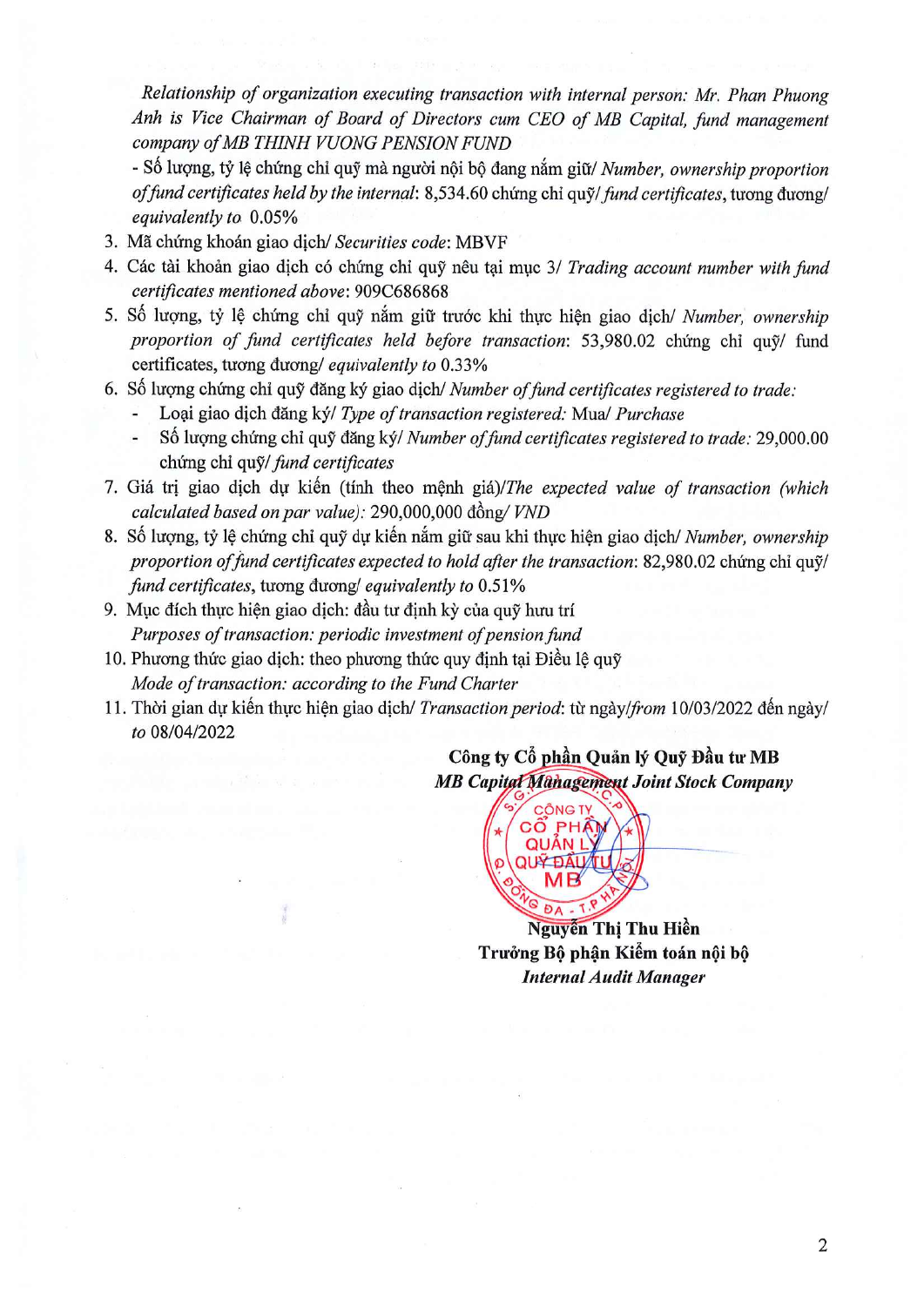*Relationship of organization executing transaction with internal person: Mr. Phan Phuong Anh is Vice Chairman of Board of Directors cum CEO of MB Capital, fund management company of MB THINH VUONG PENSION FUND*

- Số lượng, tỷ lệ chứng chỉ quỹ mà người nội bộ đang nắm giữ/ *Number, ownership proportion of fund certificates held by the internal*: 8,534.60 chứng chỉ quỹ/ *fund certificates*, tương đương/ *equivalently to* 0.05%

3. Mã chứng khoán giao dịch/ *Securities code*: MBVF
4. Các tài khoản giao dịch có chứng chỉ quỹ nêu tại mục 3/ *Trading account number with fund certificates mentioned above*: 909C686868
5. Số lượng, tỷ lệ chứng chỉ quỹ nắm giữ trước khi thực hiện giao dịch/ *Number, ownership proportion of fund certificates held before transaction*: 53,980.02 chứng chỉ quỹ/ fund certificates, tương đương/ *equivalently to* 0.33%
6. Số lượng chứng chỉ quỹ đăng ký giao dịch/ *Number of fund certificates registered to trade:*
   - Loại giao dịch đăng ký/ *Type of transaction registered:* Mua/ *Purchase*
   - Số lượng chứng chỉ quỹ đăng ký/ *Number of fund certificates registered to trade:* 29,000.00 chứng chỉ quỹ/ *fund certificates*
7. Giá trị giao dịch dự kiến (tính theo mệnh giá)/*The expected value of transaction (which calculated based on par value):* 290,000,000 đồng/ *VND*
8. Số lượng, tỷ lệ chứng chỉ quỹ dự kiến nắm giữ sau khi thực hiện giao dịch/ *Number, ownership proportion of fund certificates expected to hold after the transaction*: 82,980.02 chứng chỉ quỹ/ *fund certificates*, tương đương/ *equivalently to* 0.51%
9. Mục đích thực hiện giao dịch: đầu tư định kỳ của quỹ hưu trí
   *Purposes of transaction: periodic investment of pension fund*
10. Phương thức giao dịch: theo phương thức quy định tại Điều lệ quỹ
    *Mode of transaction: according to the Fund Charter*
11. Thời gian dự kiến thực hiện giao dịch/ *Transaction period*: từ ngày/*from* 10/03/2022 đến ngày/ *to* 08/04/2022

**Công ty Cổ phần Quản lý Quỹ Đầu tư MB**
***MB Capital Management Joint Stock Company***

CÔNG TY CỔ PHẦN QUẢN LÝ QUỸ ĐẦU TƯ MB

**Nguyễn Thị Thu Hiền**
**Trưởng Bộ phận Kiểm toán nội bộ**
***Internal Audit Manager***